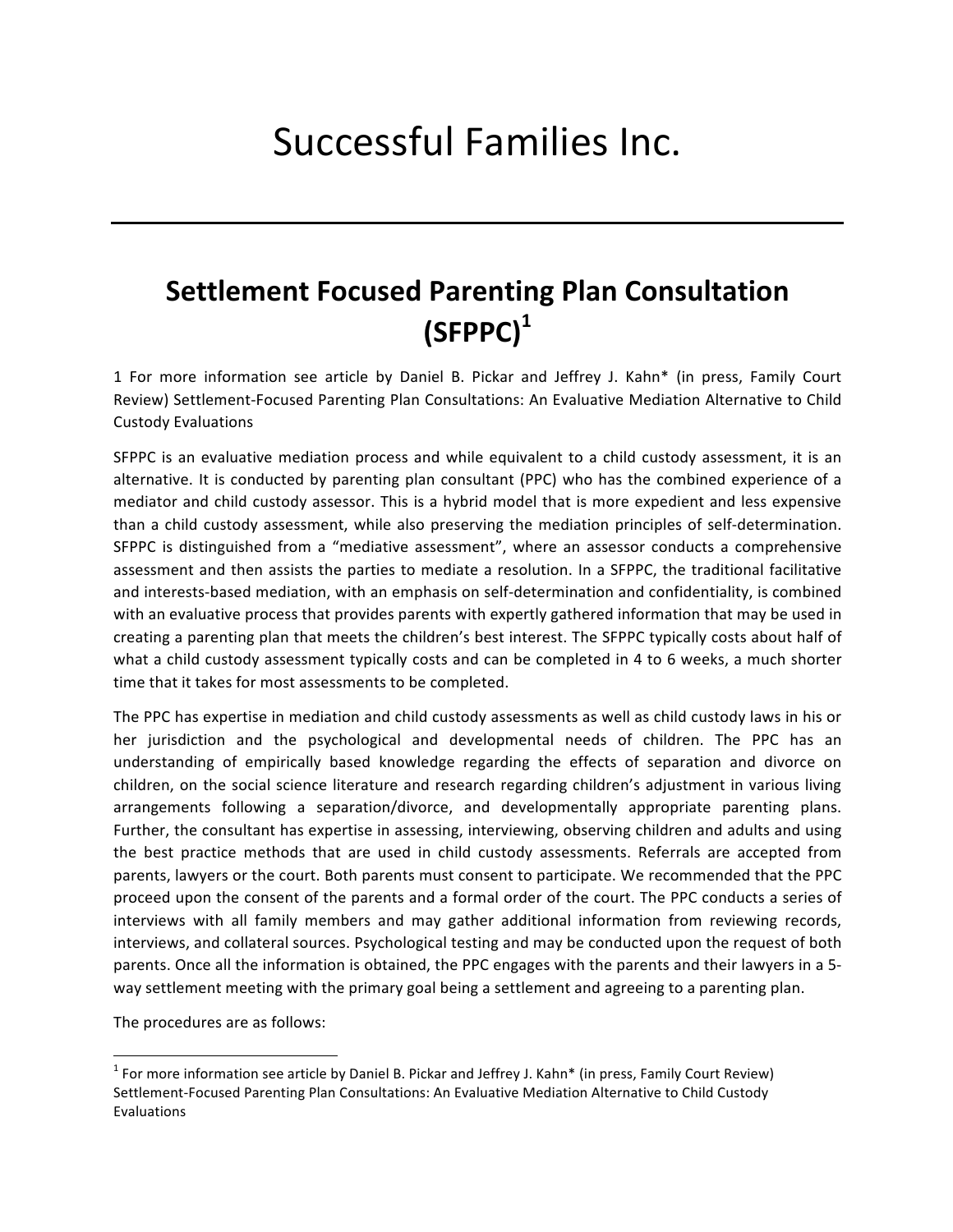# Successful Families Inc.

---

## Settlement Focused Parenting Plan Consultation (SFPPC)[1]

1 For more information see article by Daniel B. Pickar and Jeffrey J. Kahn* (in press, Family Court Review) Settlement-Focused Parenting Plan Consultations: An Evaluative Mediation Alternative to Child Custody Evaluations

SFPPC is an evaluative mediation process and while equivalent to a child custody assessment, it is an alternative. It is conducted by parenting plan consultant (PPC) who has the combined experience of a mediator and child custody assessor. This is a hybrid model that is more expedient and less expensive than a child custody assessment, while also preserving the mediation principles of self-determination. SFPPC is distinguished from a "mediative assessment", where an assessor conducts a comprehensive assessment and then assists the parties to mediate a resolution. In a SFPPC, the traditional facilitative and interests-based mediation, with an emphasis on self-determination and confidentiality, is combined with an evaluative process that provides parents with expertly gathered information that may be used in creating a parenting plan that meets the children's best interest. The SFPPC typically costs about half of what a child custody assessment typically costs and can be completed in 4 to 6 weeks, a much shorter time that it takes for most assessments to be completed.

The PPC has expertise in mediation and child custody assessments as well as child custody laws in his or her jurisdiction and the psychological and developmental needs of children. The PPC has an understanding of empirically based knowledge regarding the effects of separation and divorce on children, on the social science literature and research regarding children's adjustment in various living arrangements following a separation/divorce, and developmentally appropriate parenting plans. Further, the consultant has expertise in assessing, interviewing, observing children and adults and using the best practice methods that are used in child custody assessments. Referrals are accepted from parents, lawyers or the court. Both parents must consent to participate. We recommended that the PPC proceed upon the consent of the parents and a formal order of the court. The PPC conducts a series of interviews with all family members and may gather additional information from reviewing records, interviews, and collateral sources. Psychological testing and may be conducted upon the request of both parents. Once all the information is obtained, the PPC engages with the parents and their lawyers in a 5-way settlement meeting with the primary goal being a settlement and agreeing to a parenting plan.

The procedures are as follows:

---

[1] For more information see article by Daniel B. Pickar and Jeffrey J. Kahn* (in press, Family Court Review) Settlement-Focused Parenting Plan Consultations: An Evaluative Mediation Alternative to Child Custody Evaluations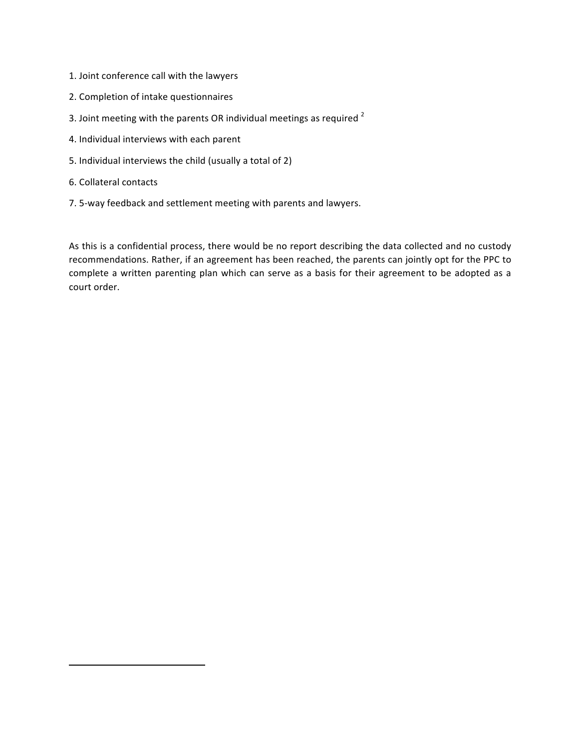1. Joint conference call with the lawyers
2. Completion of intake questionnaires
3. Joint meeting with the parents OR individual meetings as required [2]
4. Individual interviews with each parent
5. Individual interviews the child (usually a total of 2)
6. Collateral contacts
7. 5-way feedback and settlement meeting with parents and lawyers.

As this is a confidential process, there would be no report describing the data collected and no custody recommendations. Rather, if an agreement has been reached, the parents can jointly opt for the PPC to complete a written parenting plan which can serve as a basis for their agreement to be adopted as a court order.